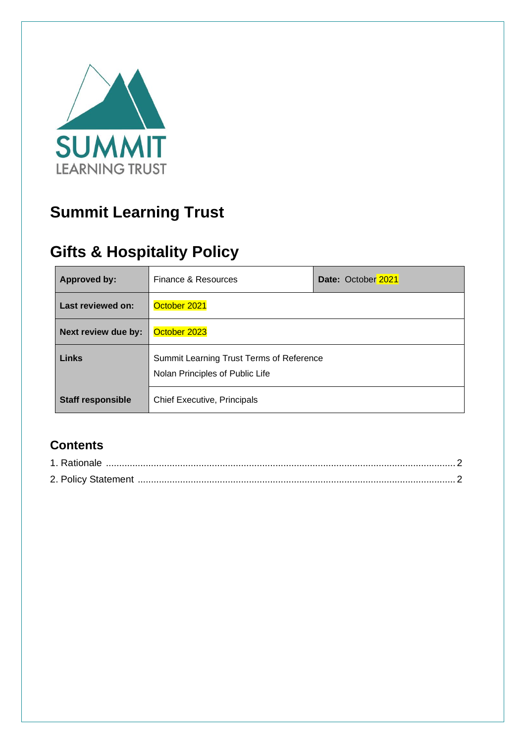# Summit Learning Trust

# Gifts & Hospitality Policy

| Approved by: | Finance & Resources | Date: October 2021 |
|---|---|---|
| Last reviewed on: | October 2021 | |
| Next review due by: | October 2023 | |
| Links | Summit Learning Trust Terms of Reference<br>Nolan Principles of Public Life | |
| Staff responsible | Chief Executive, Principals | |

## Contents

1. Rationale .......... 2
2. Policy Statement .......... 2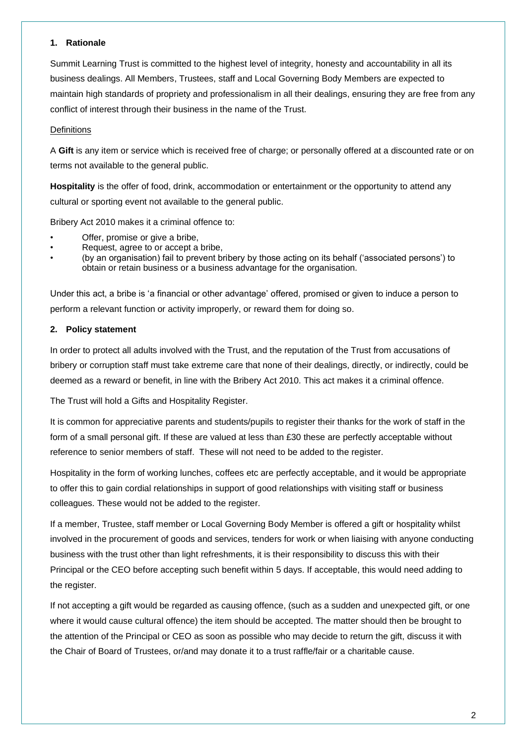## 1. Rationale

Summit Learning Trust is committed to the highest level of integrity, honesty and accountability in all its business dealings. All Members, Trustees, staff and Local Governing Body Members are expected to maintain high standards of propriety and professionalism in all their dealings, ensuring they are free from any conflict of interest through their business in the name of the Trust.

Definitions

A **Gift** is any item or service which is received free of charge; or personally offered at a discounted rate or on terms not available to the general public.

**Hospitality** is the offer of food, drink, accommodation or entertainment or the opportunity to attend any cultural or sporting event not available to the general public.

Bribery Act 2010 makes it a criminal offence to:

- Offer, promise or give a bribe,
- Request, agree to or accept a bribe,
- (by an organisation) fail to prevent bribery by those acting on its behalf ('associated persons') to obtain or retain business or a business advantage for the organisation.

Under this act, a bribe is 'a financial or other advantage' offered, promised or given to induce a person to perform a relevant function or activity improperly, or reward them for doing so.

## 2. Policy statement

In order to protect all adults involved with the Trust, and the reputation of the Trust from accusations of bribery or corruption staff must take extreme care that none of their dealings, directly, or indirectly, could be deemed as a reward or benefit, in line with the Bribery Act 2010. This act makes it a criminal offence.

The Trust will hold a Gifts and Hospitality Register.

It is common for appreciative parents and students/pupils to register their thanks for the work of staff in the form of a small personal gift. If these are valued at less than £30 these are perfectly acceptable without reference to senior members of staff. These will not need to be added to the register.

Hospitality in the form of working lunches, coffees etc are perfectly acceptable, and it would be appropriate to offer this to gain cordial relationships in support of good relationships with visiting staff or business colleagues. These would not be added to the register.

If a member, Trustee, staff member or Local Governing Body Member is offered a gift or hospitality whilst involved in the procurement of goods and services, tenders for work or when liaising with anyone conducting business with the trust other than light refreshments, it is their responsibility to discuss this with their Principal or the CEO before accepting such benefit within 5 days. If acceptable, this would need adding to the register.

If not accepting a gift would be regarded as causing offence, (such as a sudden and unexpected gift, or one where it would cause cultural offence) the item should be accepted. The matter should then be brought to the attention of the Principal or CEO as soon as possible who may decide to return the gift, discuss it with the Chair of Board of Trustees, or/and may donate it to a trust raffle/fair or a charitable cause.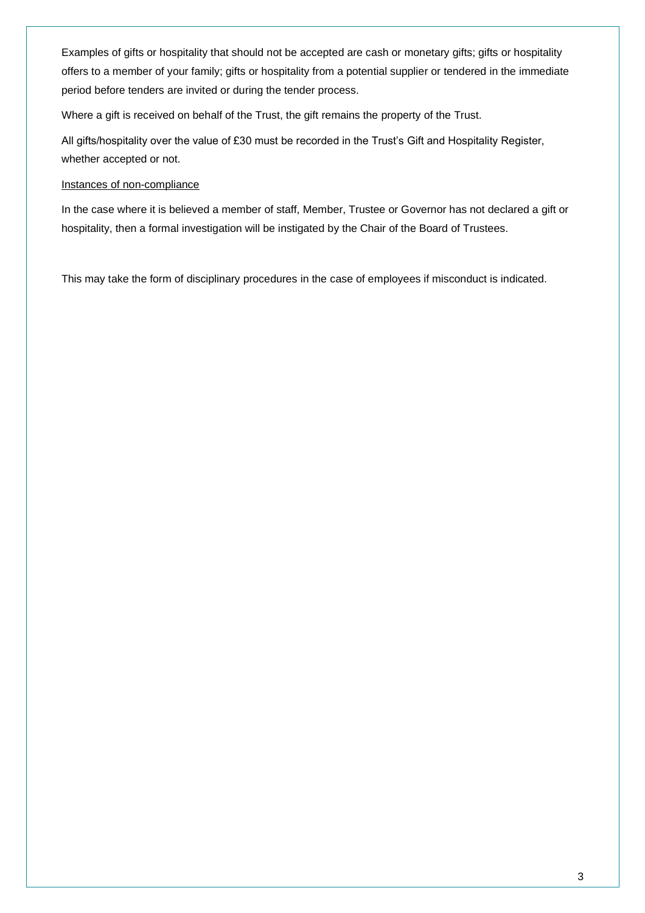Examples of gifts or hospitality that should not be accepted are cash or monetary gifts; gifts or hospitality offers to a member of your family; gifts or hospitality from a potential supplier or tendered in the immediate period before tenders are invited or during the tender process.

Where a gift is received on behalf of the Trust, the gift remains the property of the Trust.

All gifts/hospitality over the value of £30 must be recorded in the Trust's Gift and Hospitality Register, whether accepted or not.

<u>Instances of non-compliance</u>

In the case where it is believed a member of staff, Member, Trustee or Governor has not declared a gift or hospitality, then a formal investigation will be instigated by the Chair of the Board of Trustees.

This may take the form of disciplinary procedures in the case of employees if misconduct is indicated.